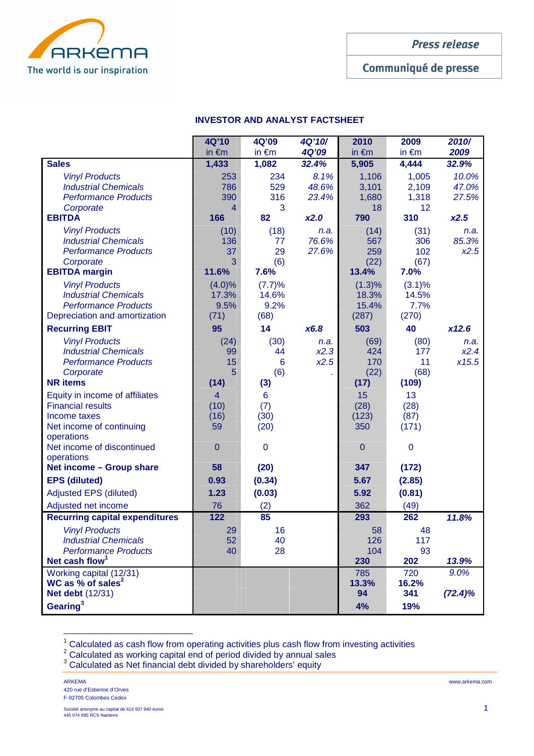Press release

Communiqué de presse

## INVESTOR AND ANALYST FACTSHEET

| | 4Q'10 in €m | 4Q'09 in €m | *4Q'10/ 4Q'09* | 2010 in €m | 2009 in €m | *2010/ 2009* |
|---|---|---|---|---|---|---|
| **Sales** | **1,433** | **1,082** | ***32.4%*** | **5,905** | **4,444** | ***32.9%*** |
| *Vinyl Products* | 253 | 234 | *8.1%* | 1,106 | 1,005 | *10.0%* |
| *Industrial Chemicals* | 786 | 529 | *48.6%* | 3,101 | 2,109 | *47.0%* |
| *Performance Products* | 390 | 316 | *23.4%* | 1,680 | 1,318 | *27.5%* |
| *Corporate* | 4 | 3 | | 18 | 12 | |
| **EBITDA** | **166** | **82** | ***x2.0*** | **790** | **310** | ***x2.5*** |
| *Vinyl Products* | (10) | (18) | *n.a.* | (14) | (31) | *n.a.* |
| *Industrial Chemicals* | 136 | 77 | *76.6%* | 567 | 306 | *85.3%* |
| *Performance Products* | 37 | 29 | *27.6%* | 259 | 102 | *x2.5* |
| *Corporate* | 3 | (6) | | (22) | (67) | |
| **EBITDA margin** | **11.6%** | **7.6%** | | **13.4%** | **7.0%** | |
| *Vinyl Products* | (4.0)% | (7.7)% | | (1.3)% | (3.1)% | |
| *Industrial Chemicals* | 17.3% | 14.6% | | 18.3% | 14.5% | |
| *Performance Products* | 9.5% | 9.2% | | 15.4% | 7.7% | |
| Depreciation and amortization | (71) | (68) | | (287) | (270) | |
| **Recurring EBIT** | **95** | **14** | ***x6.8*** | **503** | **40** | ***x12.6*** |
| *Vinyl Products* | (24) | (30) | *n.a.* | (69) | (80) | *n.a.* |
| *Industrial Chemicals* | 99 | 44 | *x2.3* | 424 | 177 | *x2.4* |
| *Performance Products* | 15 | 6 | *x2.5* | 170 | 11 | *x15.5* |
| *Corporate* | 5 | (6) | . | (22) | (68) | |
| **NR items** | **(14)** | **(3)** | | **(17)** | **(109)** | |
| Equity in income of affiliates | 4 | 6 | | 15 | 13 | |
| Financial results | (10) | (7) | | (28) | (28) | |
| Income taxes | (16) | (30) | | (123) | (87) | |
| Net income of continuing operations | 59 | (20) | | 350 | (171) | |
| Net income of discontinued operations | 0 | 0 | | 0 | 0 | |
| **Net income – Group share** | **58** | **(20)** | | **347** | **(172)** | |
| **EPS (diluted)** | **0.93** | **(0.34)** | | **5.67** | **(2.85)** | |
| Adjusted EPS (diluted) | **1.23** | **(0.03)** | | **5.92** | **(0.81)** | |
| Adjusted net income | 76 | (2) | | 362 | (49) | |
| **Recurring capital expenditures** | **122** | **85** | | **293** | **262** | ***11.8%*** |
| *Vinyl Products* | 29 | 16 | | 58 | 48 | |
| *Industrial Chemicals* | 52 | 40 | | 126 | 117 | |
| *Performance Products* | 40 | 28 | | 104 | 93 | |
| **Net cash flow**[1] | | | | **230** | **202** | ***13.9%*** |
| Working capital (12/31) | | | | 785 | 720 | *9.0%* |
| **WC as % of sales**[2] | | | | **13.3%** | **16.2%** | |
| **Net debt** (12/31) | | | | **94** | **341** | ***(72.4)%*** |
| **Gearing**[3] | | | | **4%** | **19%** | |

[1] Calculated as cash flow from operating activities plus cash flow from investing activities

[2] Calculated as working capital end of period divided by annual sales

[3] Calculated as Net financial debt divided by shareholders' equity

ARKEMA
420 rue d'Estienne d'Orves
F-92705 Colombes Cedex

Société anonyme au capital de 614 937 940 euros
445 074 685 RCS Nanterre

www.arkema.com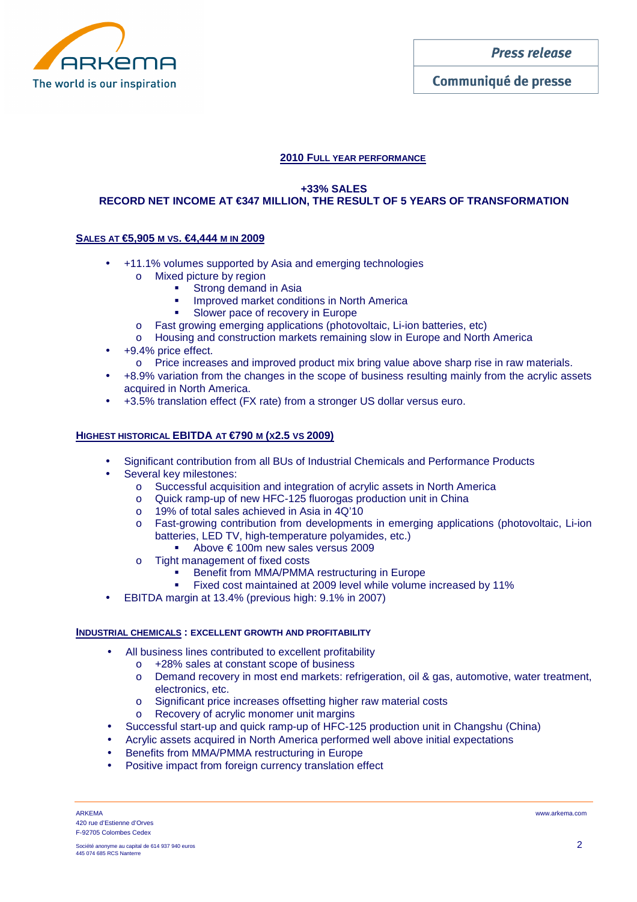## 2010 FULL YEAR PERFORMANCE

### +33% SALES
### RECORD NET INCOME AT €347 MILLION, THE RESULT OF 5 YEARS OF TRANSFORMATION

**SALES AT €5,905 M VS. €4,444 M IN 2009**

- +11.1% volumes supported by Asia and emerging technologies
  - Mixed picture by region
    - Strong demand in Asia
    - Improved market conditions in North America
    - Slower pace of recovery in Europe
  - Fast growing emerging applications (photovoltaic, Li-ion batteries, etc)
  - Housing and construction markets remaining slow in Europe and North America
- +9.4% price effect.
  - Price increases and improved product mix bring value above sharp rise in raw materials.
- +8.9% variation from the changes in the scope of business resulting mainly from the acrylic assets acquired in North America.
- +3.5% translation effect (FX rate) from a stronger US dollar versus euro.

**HIGHEST HISTORICAL EBITDA AT €790 M (X2.5 VS 2009)**

- Significant contribution from all BUs of Industrial Chemicals and Performance Products
- Several key milestones:
  - Successful acquisition and integration of acrylic assets in North America
  - Quick ramp-up of new HFC-125 fluorogas production unit in China
  - 19% of total sales achieved in Asia in 4Q'10
  - Fast-growing contribution from developments in emerging applications (photovoltaic, Li-ion batteries, LED TV, high-temperature polyamides, etc.)
    - Above € 100m new sales versus 2009
  - Tight management of fixed costs
    - Benefit from MMA/PMMA restructuring in Europe
    - Fixed cost maintained at 2009 level while volume increased by 11%
- EBITDA margin at 13.4% (previous high: 9.1% in 2007)

**INDUSTRIAL CHEMICALS : EXCELLENT GROWTH AND PROFITABILITY**

- All business lines contributed to excellent profitability
  - +28% sales at constant scope of business
  - Demand recovery in most end markets: refrigeration, oil & gas, automotive, water treatment, electronics, etc.
  - Significant price increases offsetting higher raw material costs
  - Recovery of acrylic monomer unit margins
- Successful start-up and quick ramp-up of HFC-125 production unit in Changshu (China)
- Acrylic assets acquired in North America performed well above initial expectations
- Benefits from MMA/PMMA restructuring in Europe
- Positive impact from foreign currency translation effect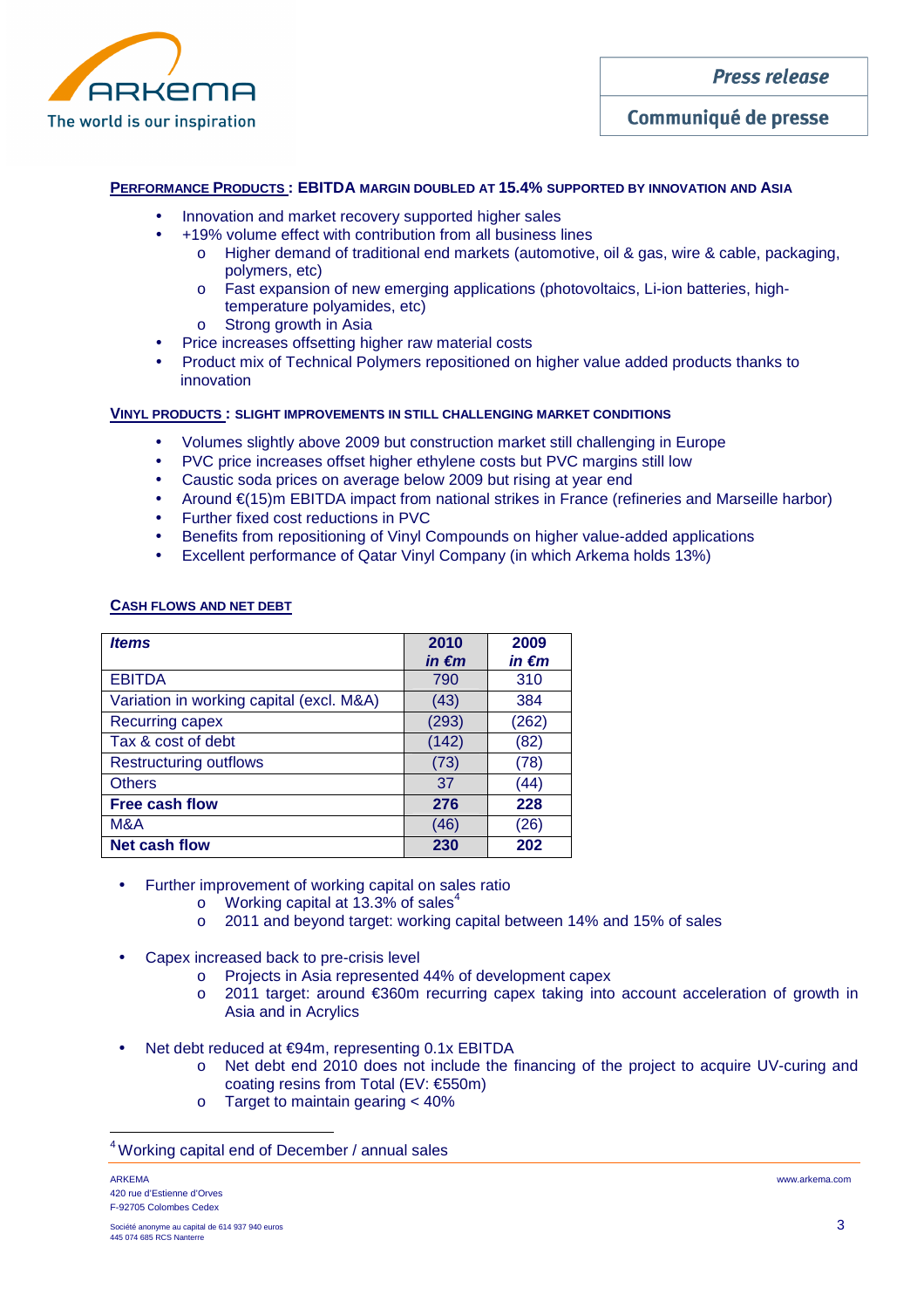## PERFORMANCE PRODUCTS : EBITDA MARGIN DOUBLED AT 15.4% SUPPORTED BY INNOVATION AND ASIA

- Innovation and market recovery supported higher sales
- +19% volume effect with contribution from all business lines
  - Higher demand of traditional end markets (automotive, oil & gas, wire & cable, packaging, polymers, etc)
  - Fast expansion of new emerging applications (photovoltaics, Li-ion batteries, high-temperature polyamides, etc)
  - Strong growth in Asia
- Price increases offsetting higher raw material costs
- Product mix of Technical Polymers repositioned on higher value added products thanks to innovation

## VINYL PRODUCTS : SLIGHT IMPROVEMENTS IN STILL CHALLENGING MARKET CONDITIONS

- Volumes slightly above 2009 but construction market still challenging in Europe
- PVC price increases offset higher ethylene costs but PVC margins still low
- Caustic soda prices on average below 2009 but rising at year end
- Around €(15)m EBITDA impact from national strikes in France (refineries and Marseille harbor)
- Further fixed cost reductions in PVC
- Benefits from repositioning of Vinyl Compounds on higher value-added applications
- Excellent performance of Qatar Vinyl Company (in which Arkema holds 13%)

## CASH FLOWS AND NET DEBT

| *Items* | **2010** *in €m* | **2009** *in €m* |
|---|---|---|
| EBITDA | 790 | 310 |
| Variation in working capital (excl. M&A) | (43) | 384 |
| Recurring capex | (293) | (262) |
| Tax & cost of debt | (142) | (82) |
| Restructuring outflows | (73) | (78) |
| Others | 37 | (44) |
| **Free cash flow** | **276** | **228** |
| M&A | (46) | (26) |
| **Net cash flow** | **230** | **202** |

- Further improvement of working capital on sales ratio
  - Working capital at 13.3% of sales[4]
  - 2011 and beyond target: working capital between 14% and 15% of sales

- Capex increased back to pre-crisis level
  - Projects in Asia represented 44% of development capex
  - 2011 target: around €360m recurring capex taking into account acceleration of growth in Asia and in Acrylics

- Net debt reduced at €94m, representing 0.1x EBITDA
  - Net debt end 2010 does not include the financing of the project to acquire UV-curing and coating resins from Total (EV: €550m)
  - Target to maintain gearing < 40%

[4] Working capital end of December / annual sales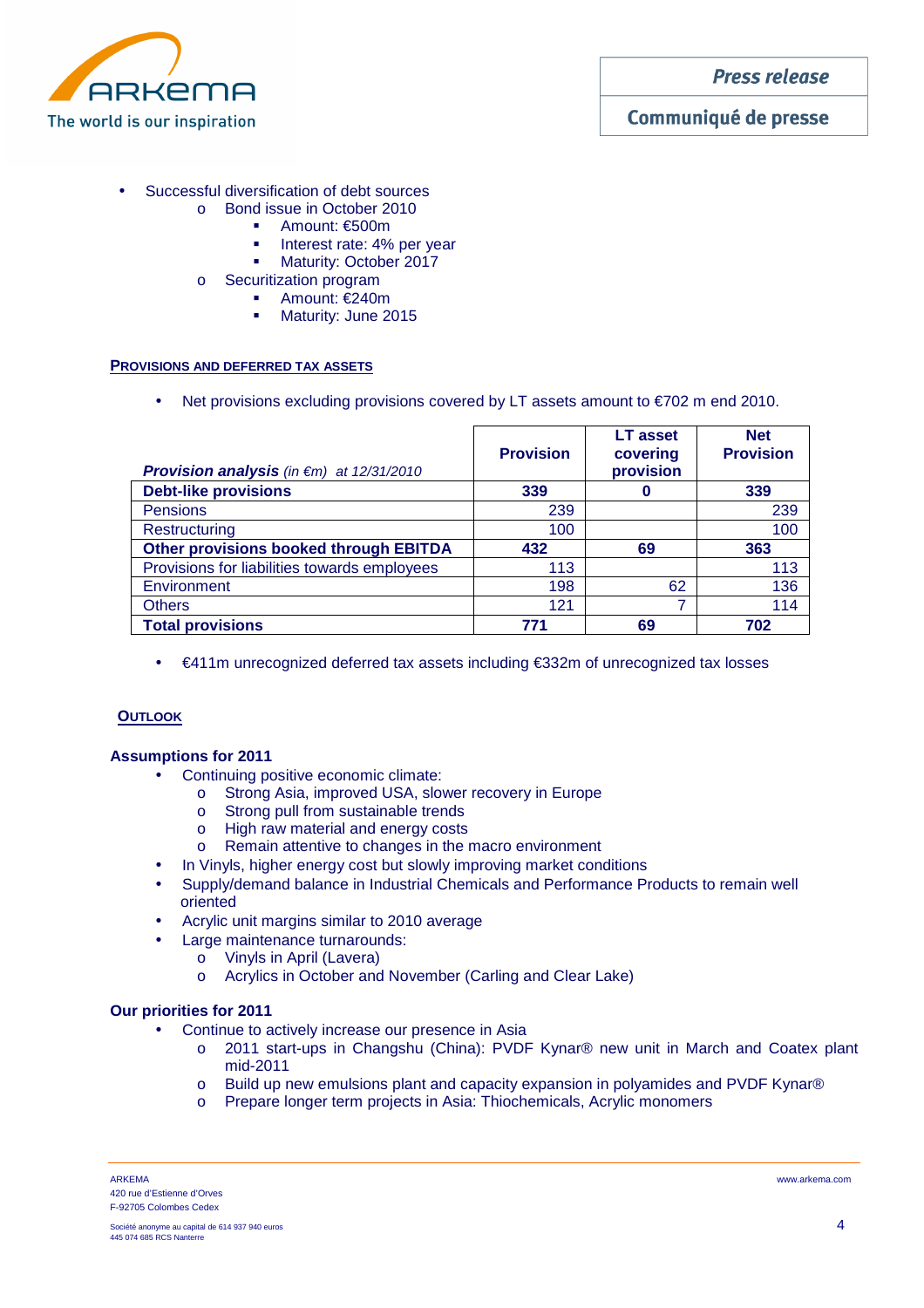- Successful diversification of debt sources
  - Bond issue in October 2010
    - Amount: €500m
    - Interest rate: 4% per year
    - Maturity: October 2017
  - Securitization program
    - Amount: €240m
    - Maturity: June 2015

## PROVISIONS AND DEFERRED TAX ASSETS

- Net provisions excluding provisions covered by LT assets amount to €702 m end 2010.

| ***Provision analysis*** *(in €m) at 12/31/2010* | **Provision** | **LT asset covering provision** | **Net Provision** |
|---|---|---|---|
| **Debt-like provisions** | **339** | **0** | **339** |
| Pensions | 239 | | 239 |
| Restructuring | 100 | | 100 |
| **Other provisions booked through EBITDA** | **432** | **69** | **363** |
| Provisions for liabilities towards employees | 113 | | 113 |
| Environment | 198 | 62 | 136 |
| Others | 121 | 7 | 114 |
| **Total provisions** | **771** | **69** | **702** |

- €411m unrecognized deferred tax assets including €332m of unrecognized tax losses

## OUTLOOK

### Assumptions for 2011

- Continuing positive economic climate:
  - Strong Asia, improved USA, slower recovery in Europe
  - Strong pull from sustainable trends
  - High raw material and energy costs
  - Remain attentive to changes in the macro environment
- In Vinyls, higher energy cost but slowly improving market conditions
- Supply/demand balance in Industrial Chemicals and Performance Products to remain well oriented
- Acrylic unit margins similar to 2010 average
- Large maintenance turnarounds:
  - Vinyls in April (Lavera)
  - Acrylics in October and November (Carling and Clear Lake)

### Our priorities for 2011

- Continue to actively increase our presence in Asia
  - 2011 start-ups in Changshu (China): PVDF Kynar® new unit in March and Coatex plant mid-2011
  - Build up new emulsions plant and capacity expansion in polyamides and PVDF Kynar®
  - Prepare longer term projects in Asia: Thiochemicals, Acrylic monomers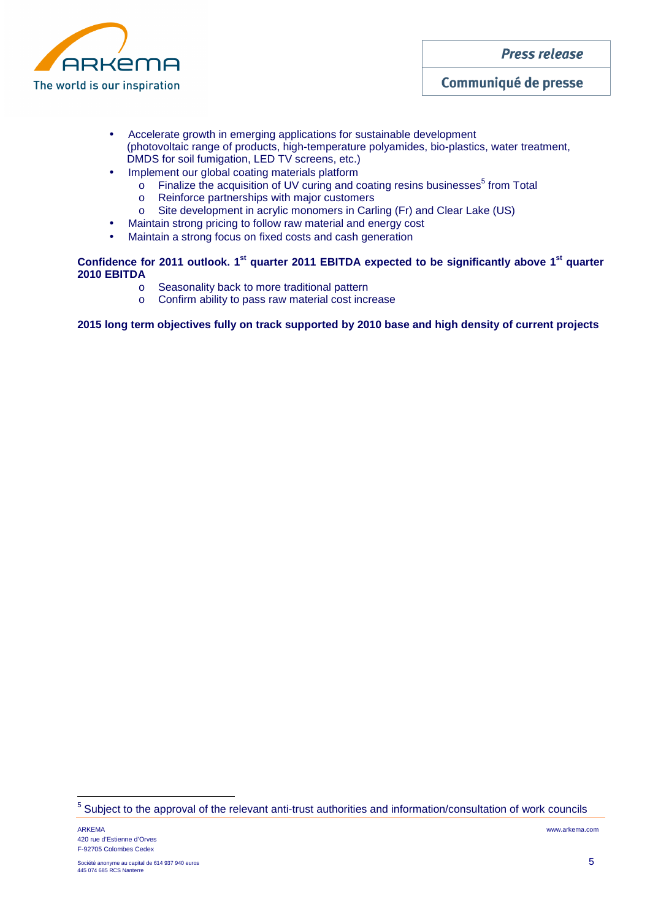- Accelerate growth in emerging applications for sustainable development (photovoltaic range of products, high-temperature polyamides, bio-plastics, water treatment, DMDS for soil fumigation, LED TV screens, etc.)
- Implement our global coating materials platform
  - Finalize the acquisition of UV curing and coating resins businesses[5] from Total
  - Reinforce partnerships with major customers
  - Site development in acrylic monomers in Carling (Fr) and Clear Lake (US)
- Maintain strong pricing to follow raw material and energy cost
- Maintain a strong focus on fixed costs and cash generation

**Confidence for 2011 outlook. 1st quarter 2011 EBITDA expected to be significantly above 1st quarter 2010 EBITDA**

  - Seasonality back to more traditional pattern
  - Confirm ability to pass raw material cost increase

**2015 long term objectives fully on track supported by 2010 base and high density of current projects**

[5] Subject to the approval of the relevant anti-trust authorities and information/consultation of work councils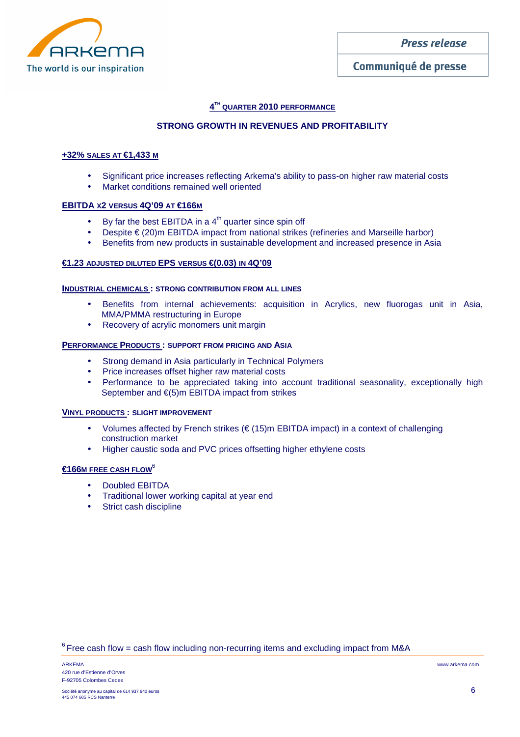**Press release**

**Communiqué de presse**

## 4TH QUARTER 2010 PERFORMANCE

## STRONG GROWTH IN REVENUES AND PROFITABILITY

### +32% SALES AT €1,433 M

- Significant price increases reflecting Arkema's ability to pass-on higher raw material costs
- Market conditions remained well oriented

### EBITDA X2 VERSUS 4Q'09 AT €166M

- By far the best EBITDA in a 4th quarter since spin off
- Despite € (20)m EBITDA impact from national strikes (refineries and Marseille harbor)
- Benefits from new products in sustainable development and increased presence in Asia

### €1.23 ADJUSTED DILUTED EPS VERSUS €(0.03) IN 4Q'09

### INDUSTRIAL CHEMICALS : STRONG CONTRIBUTION FROM ALL LINES

- Benefits from internal achievements: acquisition in Acrylics, new fluorogas unit in Asia, MMA/PMMA restructuring in Europe
- Recovery of acrylic monomers unit margin

### PERFORMANCE PRODUCTS : SUPPORT FROM PRICING AND ASIA

- Strong demand in Asia particularly in Technical Polymers
- Price increases offset higher raw material costs
- Performance to be appreciated taking into account traditional seasonality, exceptionally high September and €(5)m EBITDA impact from strikes

### VINYL PRODUCTS : SLIGHT IMPROVEMENT

- Volumes affected by French strikes (€ (15)m EBITDA impact) in a context of challenging construction market
- Higher caustic soda and PVC prices offsetting higher ethylene costs

### €166M FREE CASH FLOW[6]

- Doubled EBITDA
- Traditional lower working capital at year end
- Strict cash discipline

[6] Free cash flow = cash flow including non-recurring items and excluding impact from M&A

ARKEMA
420 rue d'Estienne d'Orves
F-92705 Colombes Cedex

Société anonyme au capital de 614 937 940 euros
445 074 685 RCS Nanterre

www.arkema.com